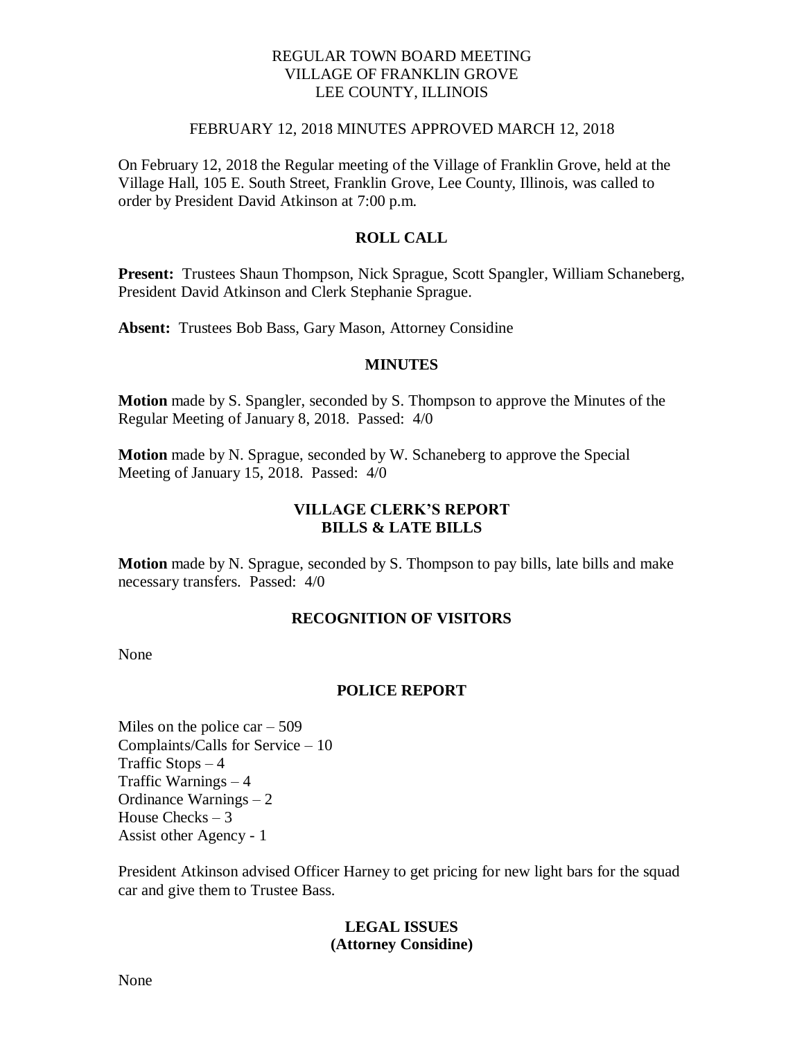# REGULAR TOWN BOARD MEETING
# VILLAGE OF FRANKLIN GROVE
# LEE COUNTY, ILLINOIS

FEBRUARY 12, 2018 MINUTES APPROVED MARCH 12, 2018

On February 12, 2018 the Regular meeting of the Village of Franklin Grove, held at the Village Hall, 105 E. South Street, Franklin Grove, Lee County, Illinois, was called to order by President David Atkinson at 7:00 p.m.

## ROLL CALL

**Present:** Trustees Shaun Thompson, Nick Sprague, Scott Spangler, William Schaneberg, President David Atkinson and Clerk Stephanie Sprague.

**Absent:** Trustees Bob Bass, Gary Mason, Attorney Considine

## MINUTES

**Motion** made by S. Spangler, seconded by S. Thompson to approve the Minutes of the Regular Meeting of January 8, 2018. Passed: 4/0

**Motion** made by N. Sprague, seconded by W. Schaneberg to approve the Special Meeting of January 15, 2018. Passed: 4/0

## VILLAGE CLERK'S REPORT
## BILLS & LATE BILLS

**Motion** made by N. Sprague, seconded by S. Thompson to pay bills, late bills and make necessary transfers. Passed: 4/0

## RECOGNITION OF VISITORS

None

## POLICE REPORT

Miles on the police car – 509
Complaints/Calls for Service – 10
Traffic Stops – 4
Traffic Warnings – 4
Ordinance Warnings – 2
House Checks – 3
Assist other Agency - 1

President Atkinson advised Officer Harney to get pricing for new light bars for the squad car and give them to Trustee Bass.

## LEGAL ISSUES
## (Attorney Considine)

None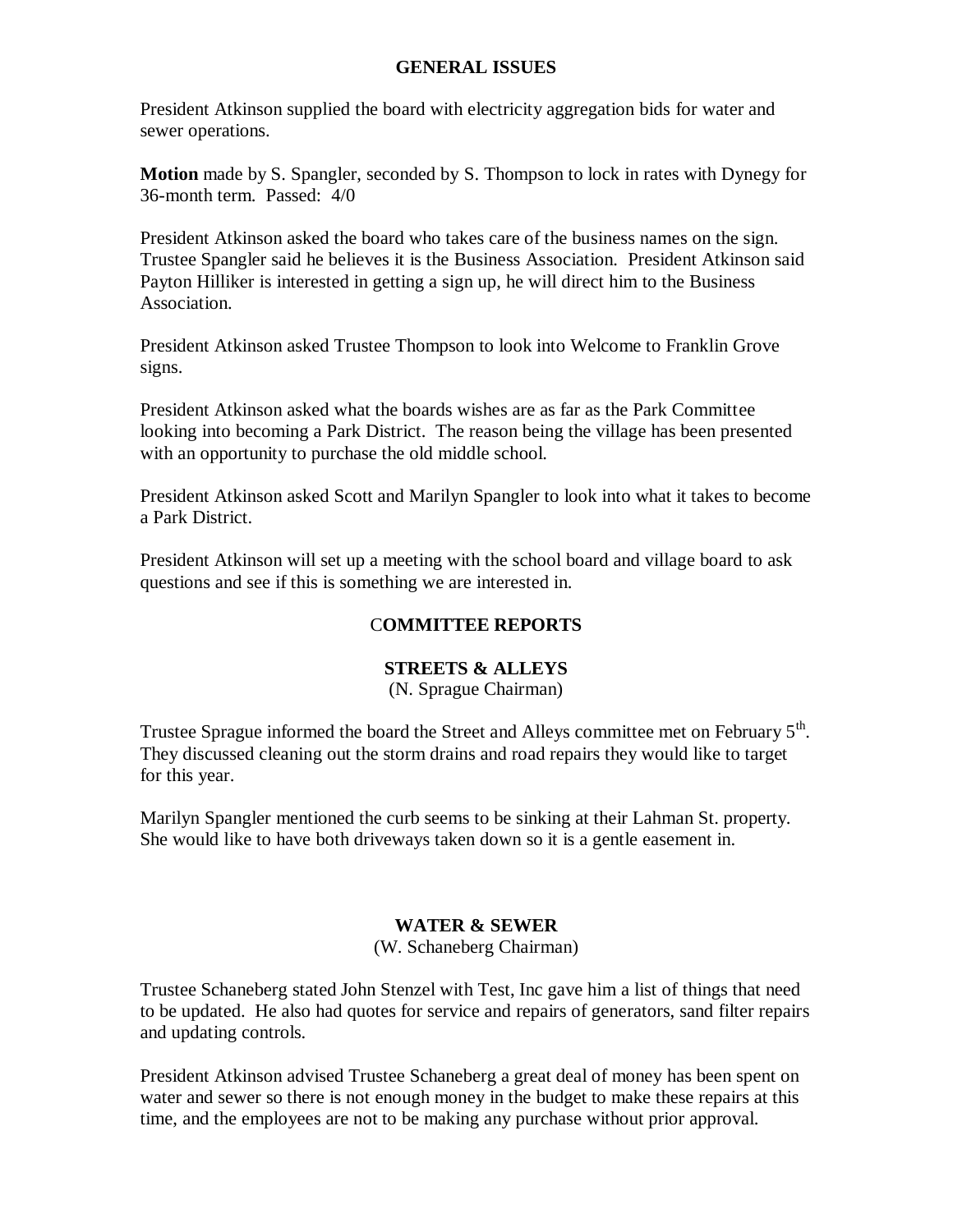## GENERAL ISSUES

President Atkinson supplied the board with electricity aggregation bids for water and sewer operations.

**Motion** made by S. Spangler, seconded by S. Thompson to lock in rates with Dynegy for 36-month term. Passed: 4/0

President Atkinson asked the board who takes care of the business names on the sign. Trustee Spangler said he believes it is the Business Association. President Atkinson said Payton Hilliker is interested in getting a sign up, he will direct him to the Business Association.

President Atkinson asked Trustee Thompson to look into Welcome to Franklin Grove signs.

President Atkinson asked what the boards wishes are as far as the Park Committee looking into becoming a Park District. The reason being the village has been presented with an opportunity to purchase the old middle school.

President Atkinson asked Scott and Marilyn Spangler to look into what it takes to become a Park District.

President Atkinson will set up a meeting with the school board and village board to ask questions and see if this is something we are interested in.

## COMMITTEE REPORTS

### STREETS & ALLEYS

(N. Sprague Chairman)

Trustee Sprague informed the board the Street and Alleys committee met on February 5th. They discussed cleaning out the storm drains and road repairs they would like to target for this year.

Marilyn Spangler mentioned the curb seems to be sinking at their Lahman St. property. She would like to have both driveways taken down so it is a gentle easement in.

### WATER & SEWER

(W. Schaneberg Chairman)

Trustee Schaneberg stated John Stenzel with Test, Inc gave him a list of things that need to be updated. He also had quotes for service and repairs of generators, sand filter repairs and updating controls.

President Atkinson advised Trustee Schaneberg a great deal of money has been spent on water and sewer so there is not enough money in the budget to make these repairs at this time, and the employees are not to be making any purchase without prior approval.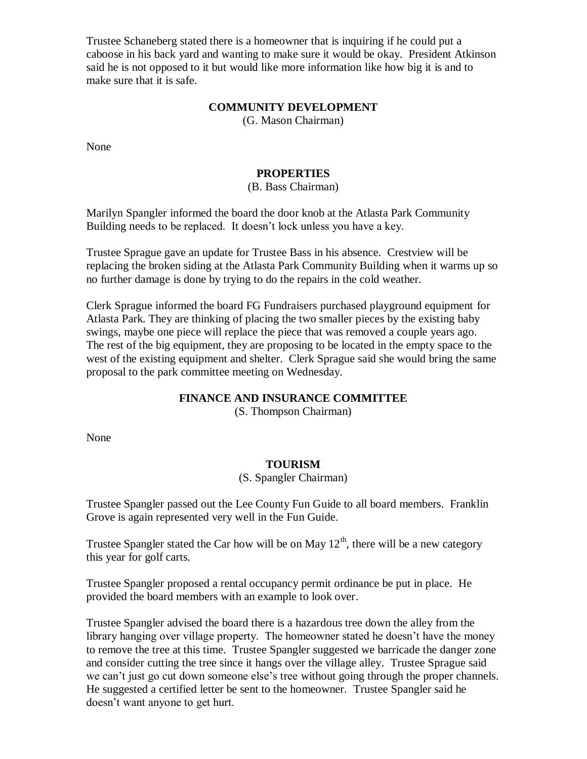Trustee Schaneberg stated there is a homeowner that is inquiring if he could put a caboose in his back yard and wanting to make sure it would be okay. President Atkinson said he is not opposed to it but would like more information like how big it is and to make sure that it is safe.

**COMMUNITY DEVELOPMENT**

(G. Mason Chairman)

None

**PROPERTIES**

(B. Bass Chairman)

Marilyn Spangler informed the board the door knob at the Atlasta Park Community Building needs to be replaced. It doesn't lock unless you have a key.

Trustee Sprague gave an update for Trustee Bass in his absence. Crestview will be replacing the broken siding at the Atlasta Park Community Building when it warms up so no further damage is done by trying to do the repairs in the cold weather.

Clerk Sprague informed the board FG Fundraisers purchased playground equipment for Atlasta Park. They are thinking of placing the two smaller pieces by the existing baby swings, maybe one piece will replace the piece that was removed a couple years ago. The rest of the big equipment, they are proposing to be located in the empty space to the west of the existing equipment and shelter. Clerk Sprague said she would bring the same proposal to the park committee meeting on Wednesday.

**FINANCE AND INSURANCE COMMITTEE**

(S. Thompson Chairman)

None

**TOURISM**

(S. Spangler Chairman)

Trustee Spangler passed out the Lee County Fun Guide to all board members. Franklin Grove is again represented very well in the Fun Guide.

Trustee Spangler stated the Car how will be on May 12th, there will be a new category this year for golf carts.

Trustee Spangler proposed a rental occupancy permit ordinance be put in place. He provided the board members with an example to look over.

Trustee Spangler advised the board there is a hazardous tree down the alley from the library hanging over village property. The homeowner stated he doesn't have the money to remove the tree at this time. Trustee Spangler suggested we barricade the danger zone and consider cutting the tree since it hangs over the village alley. Trustee Sprague said we can't just go cut down someone else's tree without going through the proper channels. He suggested a certified letter be sent to the homeowner. Trustee Spangler said he doesn't want anyone to get hurt.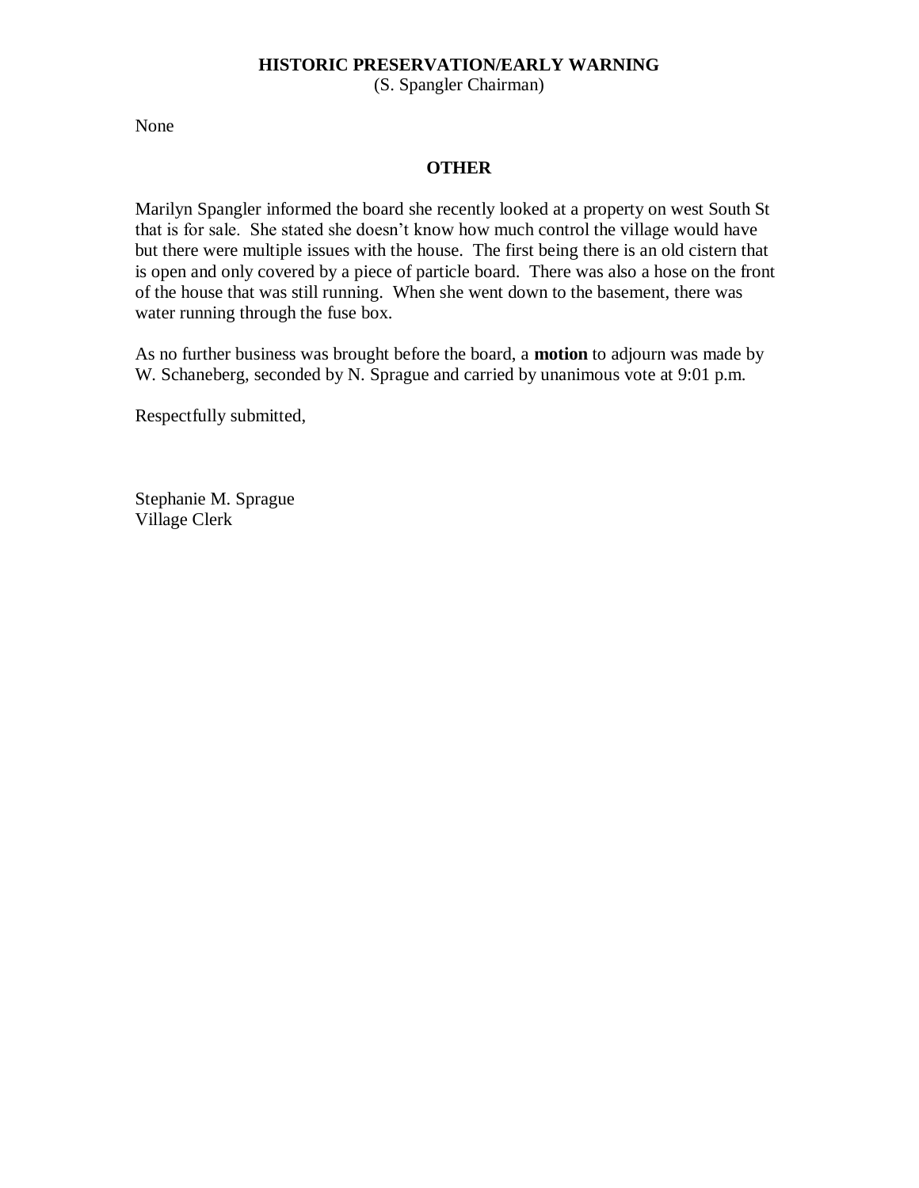**HISTORIC PRESERVATION/EARLY WARNING**
(S. Spangler Chairman)

None

**OTHER**

Marilyn Spangler informed the board she recently looked at a property on west South St that is for sale. She stated she doesn't know how much control the village would have but there were multiple issues with the house. The first being there is an old cistern that is open and only covered by a piece of particle board. There was also a hose on the front of the house that was still running. When she went down to the basement, there was water running through the fuse box.

As no further business was brought before the board, a **motion** to adjourn was made by W. Schaneberg, seconded by N. Sprague and carried by unanimous vote at 9:01 p.m.

Respectfully submitted,

Stephanie M. Sprague
Village Clerk